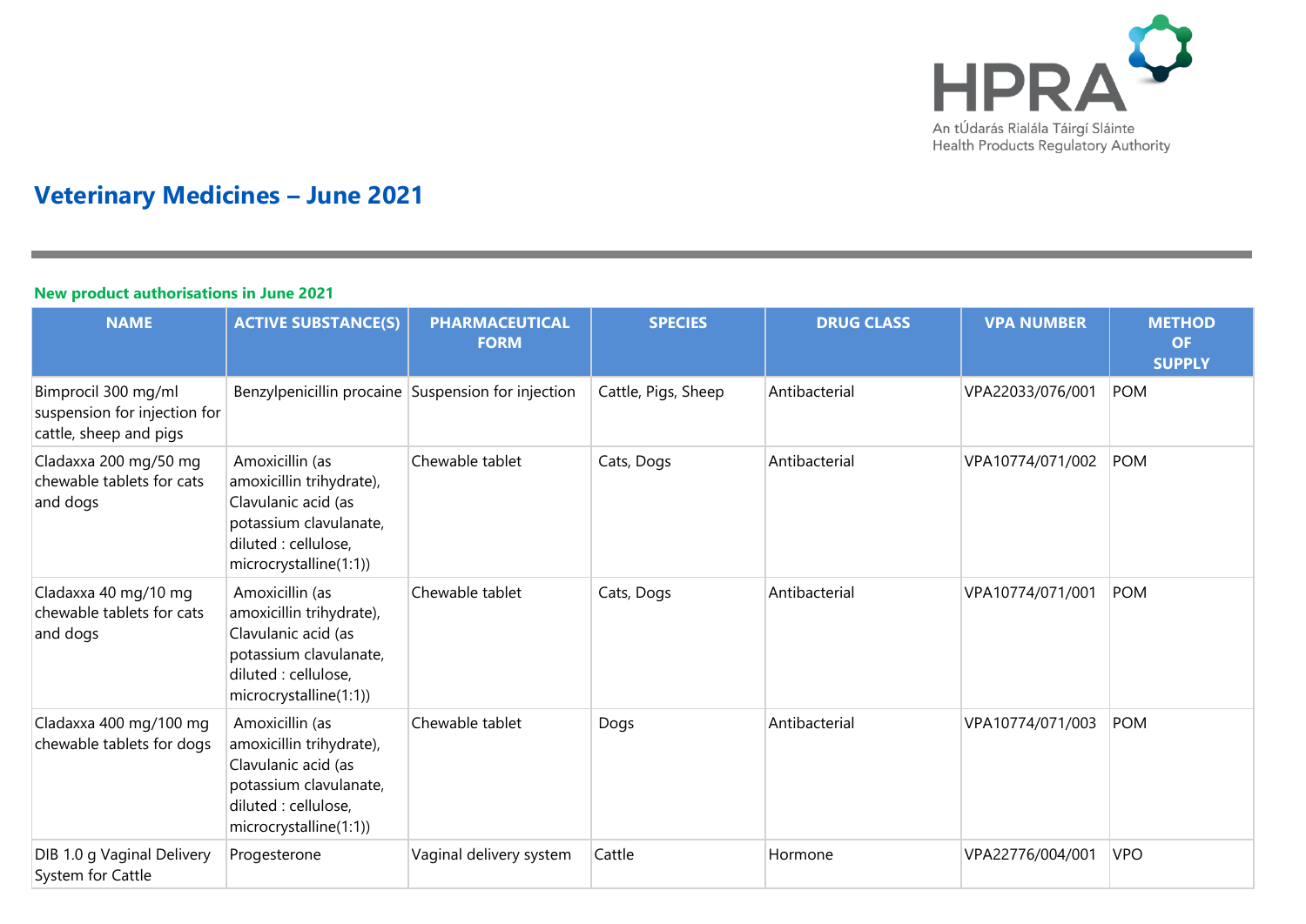# Veterinary Medicines – June 2021

## New product authorisations in June 2021

| NAME | ACTIVE SUBSTANCE(S) | PHARMACEUTICAL FORM | SPECIES | DRUG CLASS | VPA NUMBER | METHOD OF SUPPLY |
|---|---|---|---|---|---|---|
| Bimprocil 300 mg/ml suspension for injection for cattle, sheep and pigs | Benzylpenicillin procaine | Suspension for injection | Cattle, Pigs, Sheep | Antibacterial | VPA22033/076/001 | POM |
| Cladaxxa 200 mg/50 mg chewable tablets for cats and dogs | Amoxicillin (as amoxicillin trihydrate), Clavulanic acid (as potassium clavulanate, diluted : cellulose, microcrystalline(1:1)) | Chewable tablet | Cats, Dogs | Antibacterial | VPA10774/071/002 | POM |
| Cladaxxa 40 mg/10 mg chewable tablets for cats and dogs | Amoxicillin (as amoxicillin trihydrate), Clavulanic acid (as potassium clavulanate, diluted : cellulose, microcrystalline(1:1)) | Chewable tablet | Cats, Dogs | Antibacterial | VPA10774/071/001 | POM |
| Cladaxxa 400 mg/100 mg chewable tablets for dogs | Amoxicillin (as amoxicillin trihydrate), Clavulanic acid (as potassium clavulanate, diluted : cellulose, microcrystalline(1:1)) | Chewable tablet | Dogs | Antibacterial | VPA10774/071/003 | POM |
| DIB 1.0 g Vaginal Delivery System for Cattle | Progesterone | Vaginal delivery system | Cattle | Hormone | VPA22776/004/001 | VPO |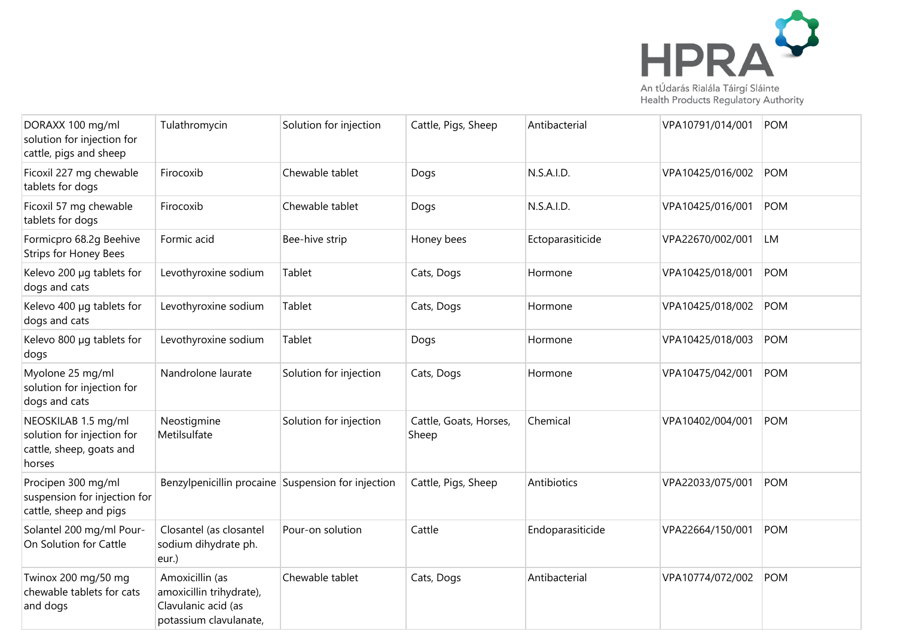| DORAXX 100 mg/ml solution for injection for cattle, pigs and sheep | Tulathromycin | Solution for injection | Cattle, Pigs, Sheep | Antibacterial | VPA10791/014/001 | POM |
|---|---|---|---|---|---|---|
| Ficoxil 227 mg chewable tablets for dogs | Firocoxib | Chewable tablet | Dogs | N.S.A.I.D. | VPA10425/016/002 | POM |
| Ficoxil 57 mg chewable tablets for dogs | Firocoxib | Chewable tablet | Dogs | N.S.A.I.D. | VPA10425/016/001 | POM |
| Formicpro 68.2g Beehive Strips for Honey Bees | Formic acid | Bee-hive strip | Honey bees | Ectoparasiticide | VPA22670/002/001 | LM |
| Kelevo 200 µg tablets for dogs and cats | Levothyroxine sodium | Tablet | Cats, Dogs | Hormone | VPA10425/018/001 | POM |
| Kelevo 400 µg tablets for dogs and cats | Levothyroxine sodium | Tablet | Cats, Dogs | Hormone | VPA10425/018/002 | POM |
| Kelevo 800 µg tablets for dogs | Levothyroxine sodium | Tablet | Dogs | Hormone | VPA10425/018/003 | POM |
| Myolone 25 mg/ml solution for injection for dogs and cats | Nandrolone laurate | Solution for injection | Cats, Dogs | Hormone | VPA10475/042/001 | POM |
| NEOSKILAB 1.5 mg/ml solution for injection for cattle, sheep, goats and horses | Neostigmine Metilsulfate | Solution for injection | Cattle, Goats, Horses, Sheep | Chemical | VPA10402/004/001 | POM |
| Procipen 300 mg/ml suspension for injection for cattle, sheep and pigs | Benzylpenicillin procaine | Suspension for injection | Cattle, Pigs, Sheep | Antibiotics | VPA22033/075/001 | POM |
| Solantel 200 mg/ml Pour-On Solution for Cattle | Closantel (as closantel sodium dihydrate ph. eur.) | Pour-on solution | Cattle | Endoparasiticide | VPA22664/150/001 | POM |
| Twinox 200 mg/50 mg chewable tablets for cats and dogs | Amoxicillin (as amoxicillin trihydrate), Clavulanic acid (as potassium clavulanate, | Chewable tablet | Cats, Dogs | Antibacterial | VPA10774/072/002 | POM |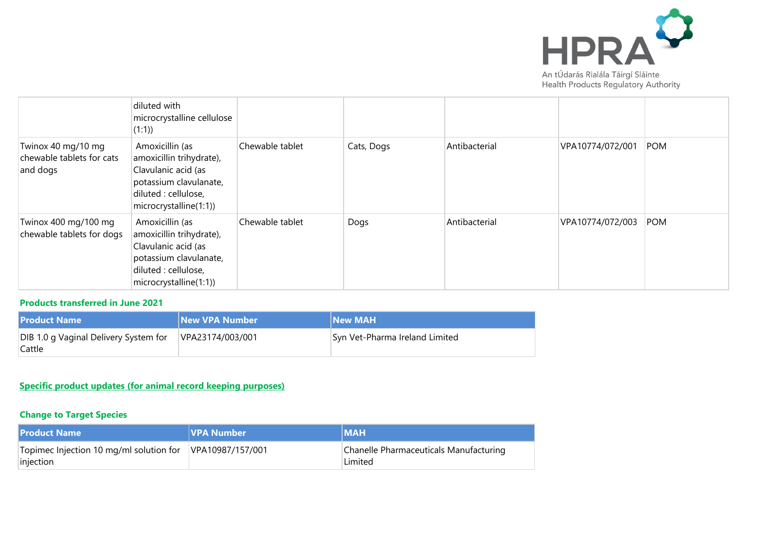| | diluted with microcrystalline cellulose (1:1)) | | | | | |
|---|---|---|---|---|---|---|
| Twinox 40 mg/10 mg chewable tablets for cats and dogs | Amoxicillin (as amoxicillin trihydrate), Clavulanic acid (as potassium clavulanate, diluted : cellulose, microcrystalline(1:1)) | Chewable tablet | Cats, Dogs | Antibacterial | VPA10774/072/001 | POM |
| Twinox 400 mg/100 mg chewable tablets for dogs | Amoxicillin (as amoxicillin trihydrate), Clavulanic acid (as potassium clavulanate, diluted : cellulose, microcrystalline(1:1)) | Chewable tablet | Dogs | Antibacterial | VPA10774/072/003 | POM |

### Products transferred in June 2021

| Product Name | New VPA Number | New MAH |
|---|---|---|
| DIB 1.0 g Vaginal Delivery System for Cattle | VPA23174/003/001 | Syn Vet-Pharma Ireland Limited |

## Specific product updates (for animal record keeping purposes)

### Change to Target Species

| Product Name | VPA Number | MAH |
|---|---|---|
| Topimec Injection 10 mg/ml solution for injection | VPA10987/157/001 | Chanelle Pharmaceuticals Manufacturing Limited |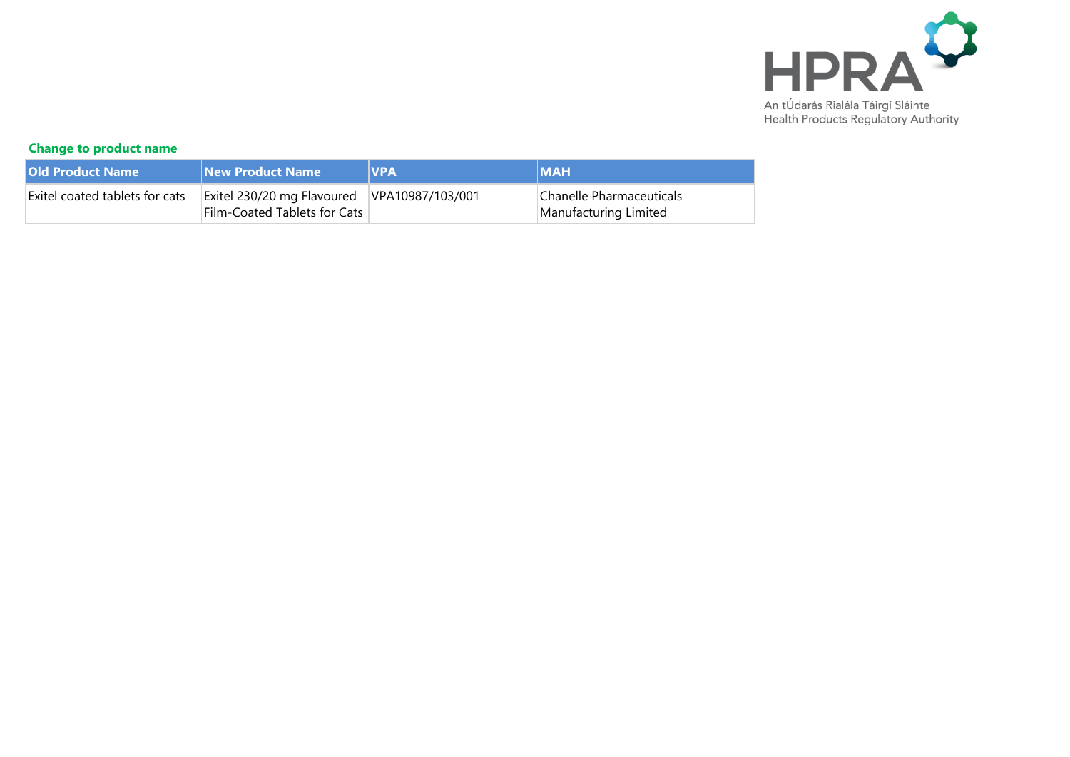## Change to product name

| Old Product Name | New Product Name | VPA | MAH |
|---|---|---|---|
| Exitel coated tablets for cats | Exitel 230/20 mg Flavoured Film-Coated Tablets for Cats | VPA10987/103/001 | Chanelle Pharmaceuticals Manufacturing Limited |